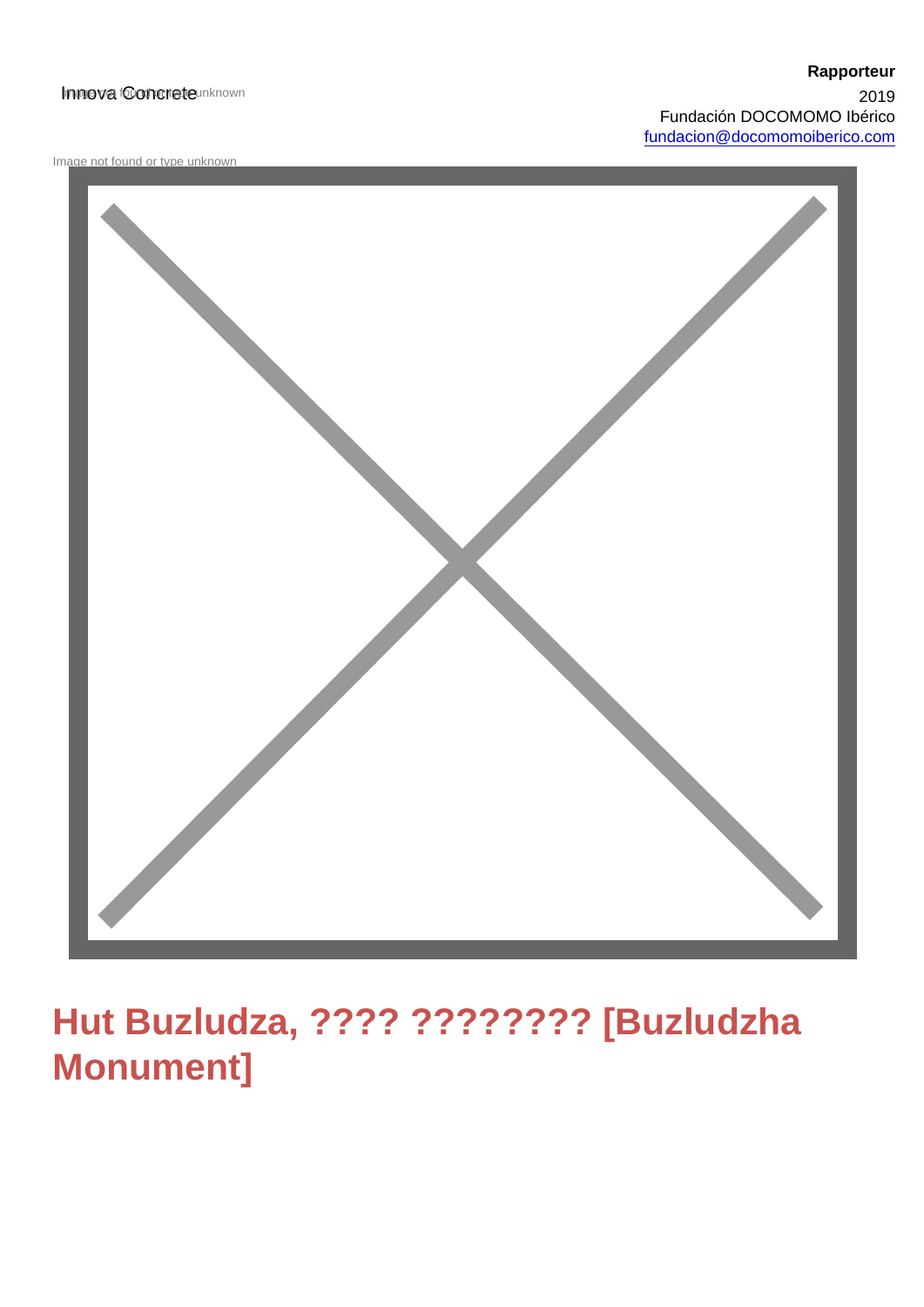Innova Concrete

**Rapporteur**

2019

Fundación DOCOMOMO Ibérico

fundacion@docomomoiberico.com

# Hut Buzludza, ???? ???????? [Buzludzha Monument]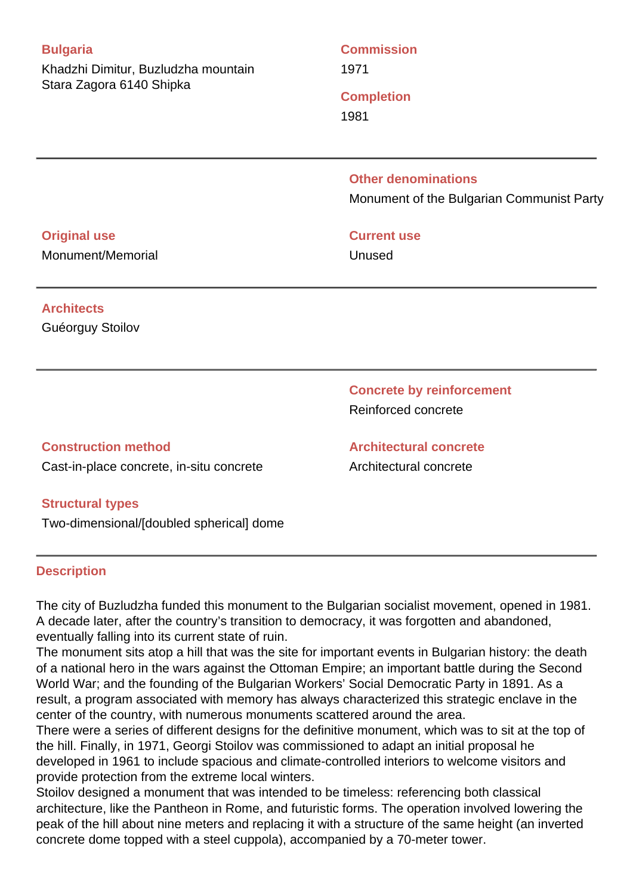**Bulgaria**

Khadzhi Dimitur, Buzludzha mountain
Stara Zagora 6140 Shipka

**Commission**

1971

**Completion**

1981

---

**Other denominations**

Monument of the Bulgarian Communist Party

**Original use**

Monument/Memorial

**Current use**

Unused

---

**Architects**

Guéorguy Stoilov

---

**Concrete by reinforcement**

Reinforced concrete

**Construction method**

Cast-in-place concrete, in-situ concrete

**Architectural concrete**

Architectural concrete

**Structural types**

Two-dimensional/[doubled spherical] dome

---

**Description**

The city of Buzludzha funded this monument to the Bulgarian socialist movement, opened in 1981. A decade later, after the country's transition to democracy, it was forgotten and abandoned, eventually falling into its current state of ruin.
The monument sits atop a hill that was the site for important events in Bulgarian history: the death of a national hero in the wars against the Ottoman Empire; an important battle during the Second World War; and the founding of the Bulgarian Workers' Social Democratic Party in 1891. As a result, a program associated with memory has always characterized this strategic enclave in the center of the country, with numerous monuments scattered around the area.
There were a series of different designs for the definitive monument, which was to sit at the top of the hill. Finally, in 1971, Georgi Stoilov was commissioned to adapt an initial proposal he developed in 1961 to include spacious and climate-controlled interiors to welcome visitors and provide protection from the extreme local winters.
Stoilov designed a monument that was intended to be timeless: referencing both classical architecture, like the Pantheon in Rome, and futuristic forms. The operation involved lowering the peak of the hill about nine meters and replacing it with a structure of the same height (an inverted concrete dome topped with a steel cuppola), accompanied by a 70-meter tower.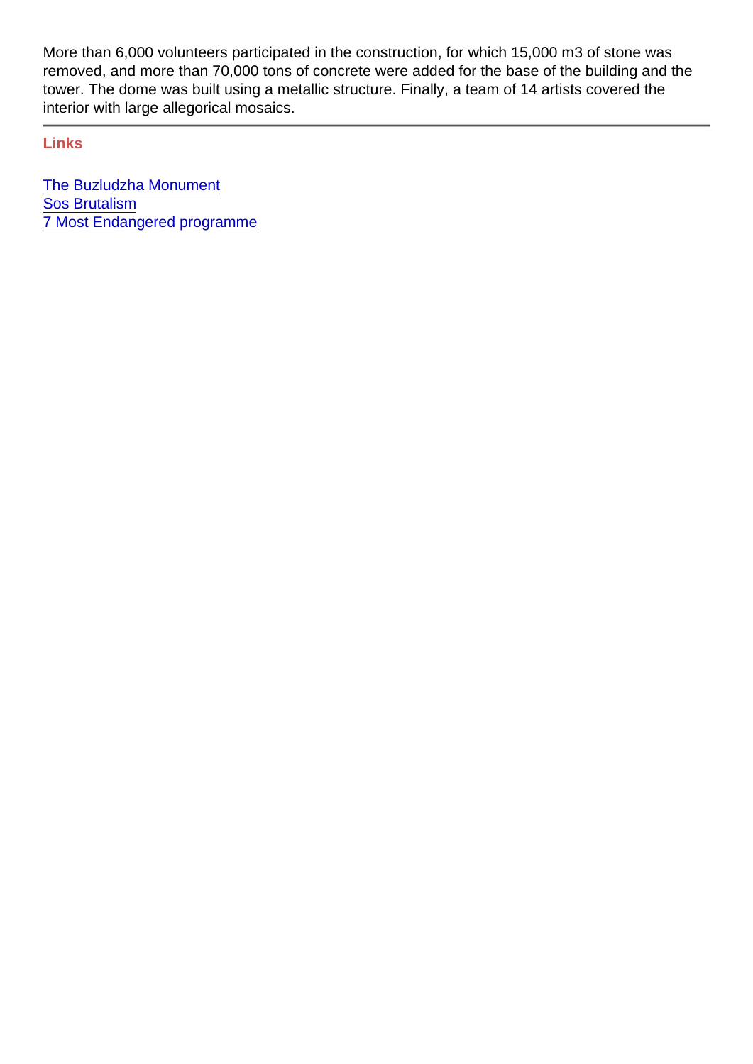More than 6,000 volunteers participated in the construction, for which 15,000 m3 of stone was removed, and more than 70,000 tons of concrete were added for the base of the building and the tower. The dome was built using a metallic structure. Finally, a team of 14 artists covered the interior with large allegorical mosaics.

---

## Links

The Buzludzha Monument
Sos Brutalism
7 Most Endangered programme